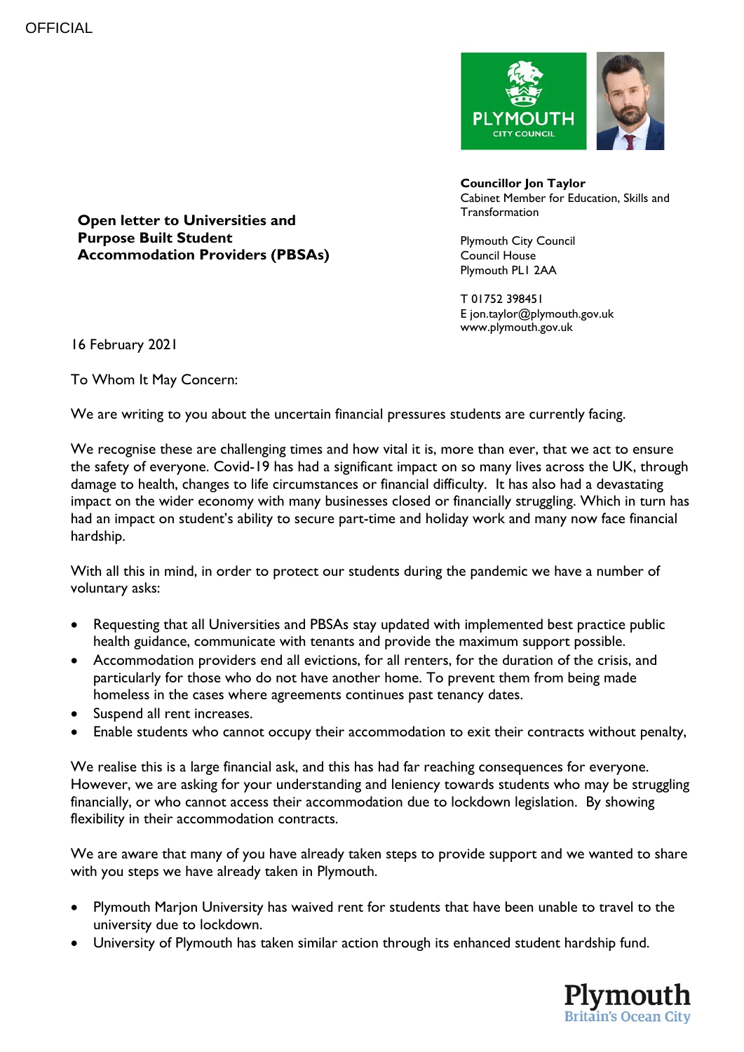OFFICIAL

**Councillor Jon Taylor**
Cabinet Member for Education, Skills and Transformation

Plymouth City Council
Council House
Plymouth PL1 2AA

T 01752 398451
E jon.taylor@plymouth.gov.uk
www.plymouth.gov.uk

**Open letter to Universities and Purpose Built Student Accommodation Providers (PBSAs)**

16 February 2021

To Whom It May Concern:

We are writing to you about the uncertain financial pressures students are currently facing.

We recognise these are challenging times and how vital it is, more than ever, that we act to ensure the safety of everyone. Covid-19 has had a significant impact on so many lives across the UK, through damage to health, changes to life circumstances or financial difficulty. It has also had a devastating impact on the wider economy with many businesses closed or financially struggling. Which in turn has had an impact on student's ability to secure part-time and holiday work and many now face financial hardship.

With all this in mind, in order to protect our students during the pandemic we have a number of voluntary asks:

- Requesting that all Universities and PBSAs stay updated with implemented best practice public health guidance, communicate with tenants and provide the maximum support possible.
- Accommodation providers end all evictions, for all renters, for the duration of the crisis, and particularly for those who do not have another home. To prevent them from being made homeless in the cases where agreements continues past tenancy dates.
- Suspend all rent increases.
- Enable students who cannot occupy their accommodation to exit their contracts without penalty,

We realise this is a large financial ask, and this has had far reaching consequences for everyone. However, we are asking for your understanding and leniency towards students who may be struggling financially, or who cannot access their accommodation due to lockdown legislation. By showing flexibility in their accommodation contracts.

We are aware that many of you have already taken steps to provide support and we wanted to share with you steps we have already taken in Plymouth.

- Plymouth Marjon University has waived rent for students that have been unable to travel to the university due to lockdown.
- University of Plymouth has taken similar action through its enhanced student hardship fund.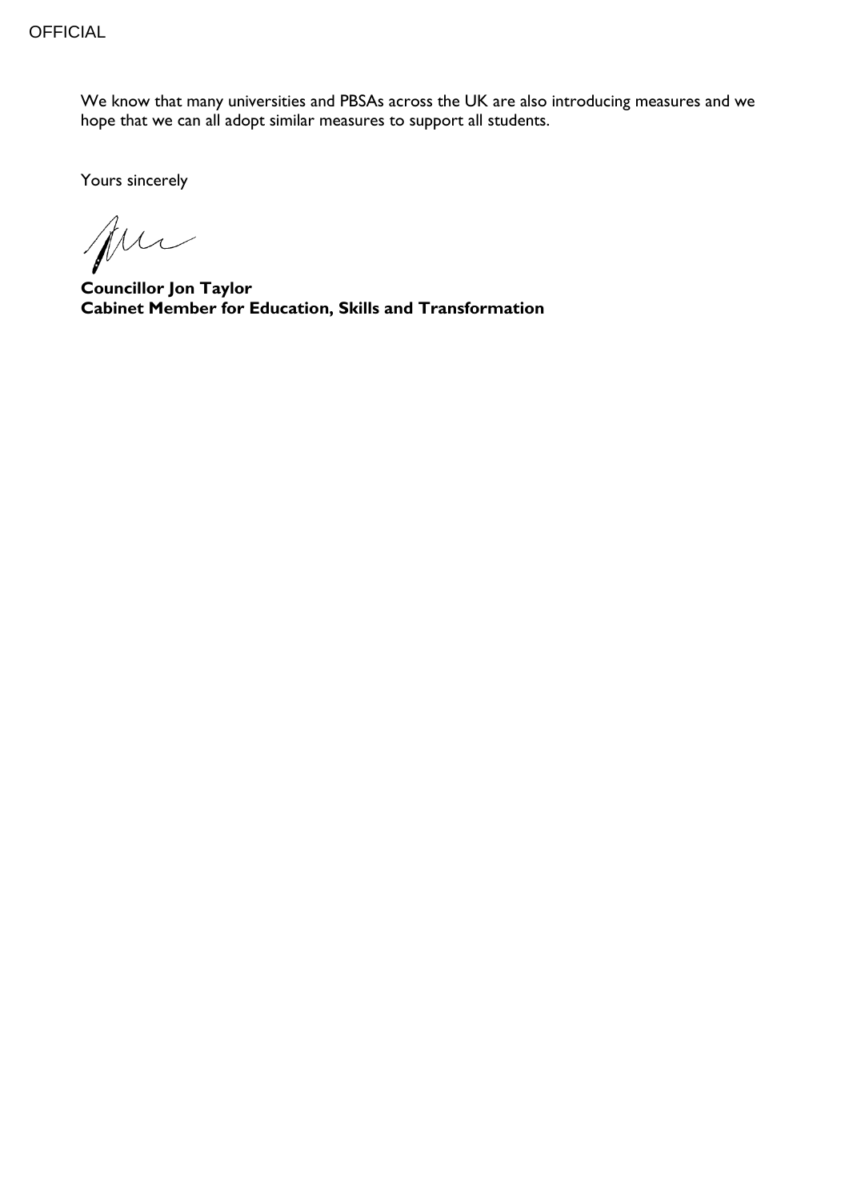OFFICIAL

We know that many universities and PBSAs across the UK are also introducing measures and we hope that we can all adopt similar measures to support all students.

Yours sincerely

**Councillor Jon Taylor**
**Cabinet Member for Education, Skills and Transformation**